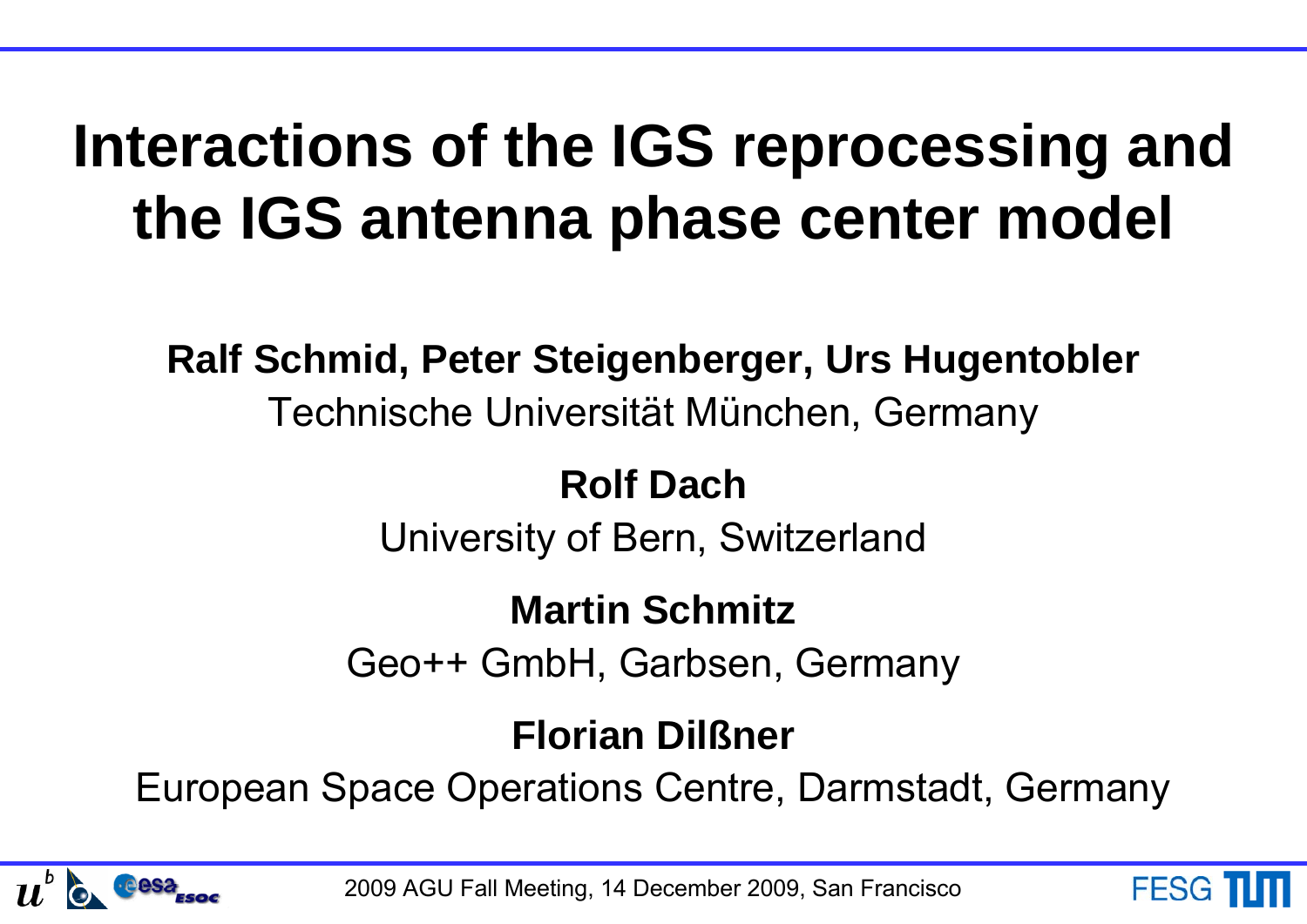# Interactions of the IGS reprocessing and the IGS antenna phase center model

**Ralf Schmid, Peter Steigenberger, Urs Hugentobler**

Technische Universität München, Germany

**Rolf Dach**

University of Bern, Switzerland

**Martin Schmitz**

Geo++ GmbH, Garbsen, Germany

**Florian Dilßner**

European Space Operations Centre, Darmstadt, Germany

2009 AGU Fall Meeting, 14 December 2009, San Francisco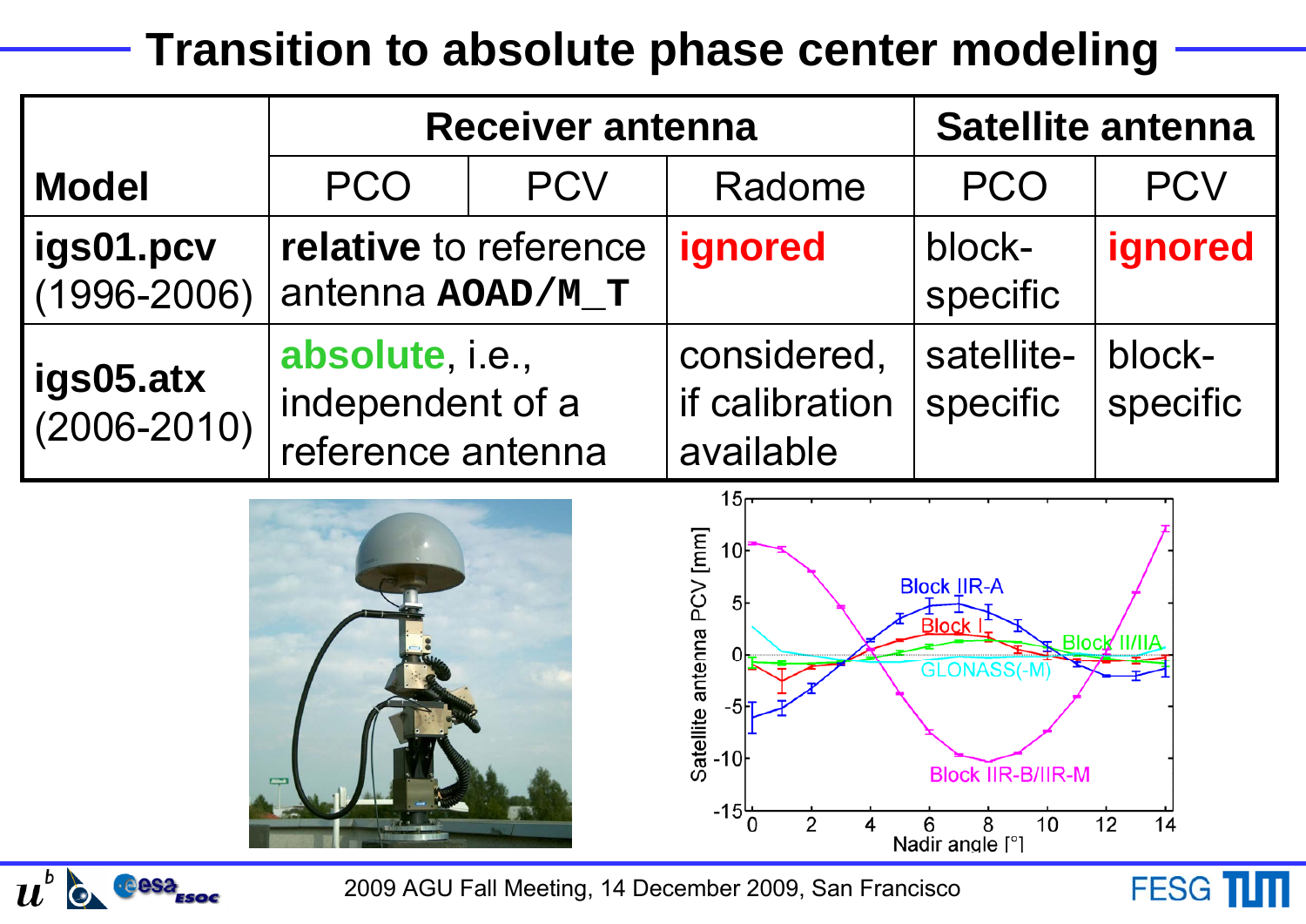# Transition to absolute phase center modeling

| Model | Receiver antenna | | | Satellite antenna | |
|---|---|---|---|---|---|
| | PCO | PCV | Radome | PCO | PCV |
| **igs01.pcv** (1996-2006) | **relative** to reference antenna **AOAD/M_T** | | **ignored** | block-specific | **ignored** |
| **igs05.atx** (2006-2010) | **absolute**, i.e., independent of a reference antenna | | considered, if calibration available | satellite-specific | block-specific |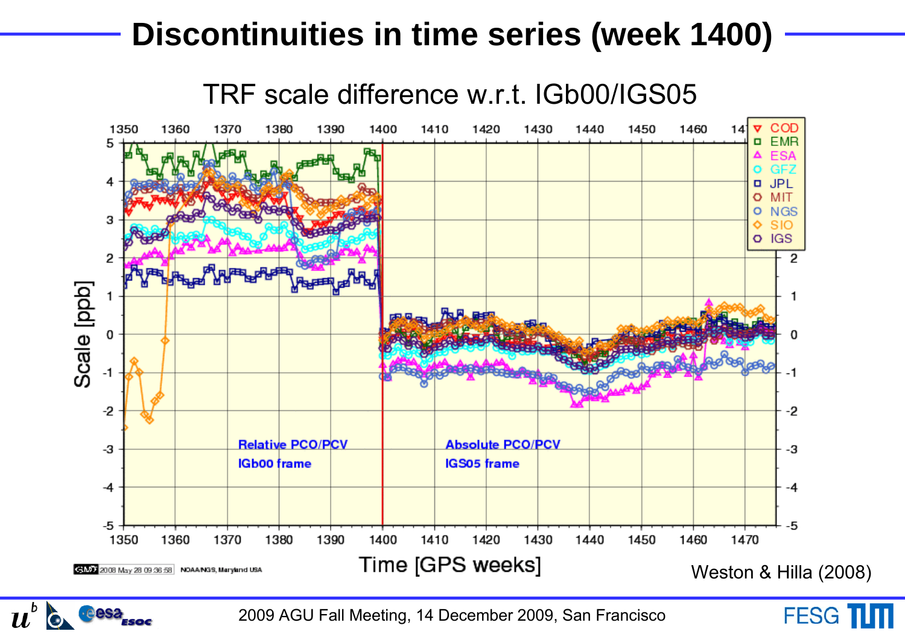# Discontinuities in time series (week 1400)

TRF scale difference w.r.t. IGb00/IGS05

Relative PCO/PCV
IGb00 frame

Absolute PCO/PCV
IGS05 frame

Scale [ppb]

Time [GPS weeks]

Weston & Hilla (2008)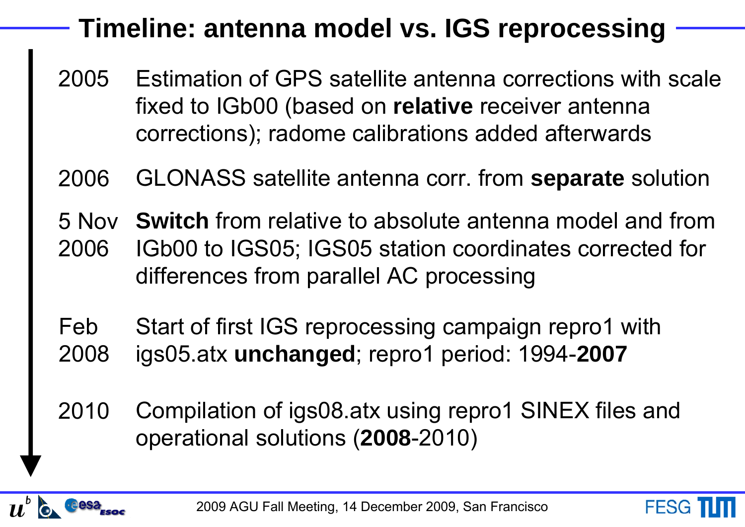# Timeline: antenna model vs. IGS reprocessing

| | |
|---|---|
| 2005 | Estimation of GPS satellite antenna corrections with scale fixed to IGb00 (based on **relative** receiver antenna corrections); radome calibrations added afterwards |
| 2006 | GLONASS satellite antenna corr. from **separate** solution |
| 5 Nov 2006 | **Switch** from relative to absolute antenna model and from IGb00 to IGS05; IGS05 station coordinates corrected for differences from parallel AC processing |
| Feb 2008 | Start of first IGS reprocessing campaign repro1 with igs05.atx **unchanged**; repro1 period: 1994-**2007** |
| 2010 | Compilation of igs08.atx using repro1 SINEX files and operational solutions (**2008**-2010) |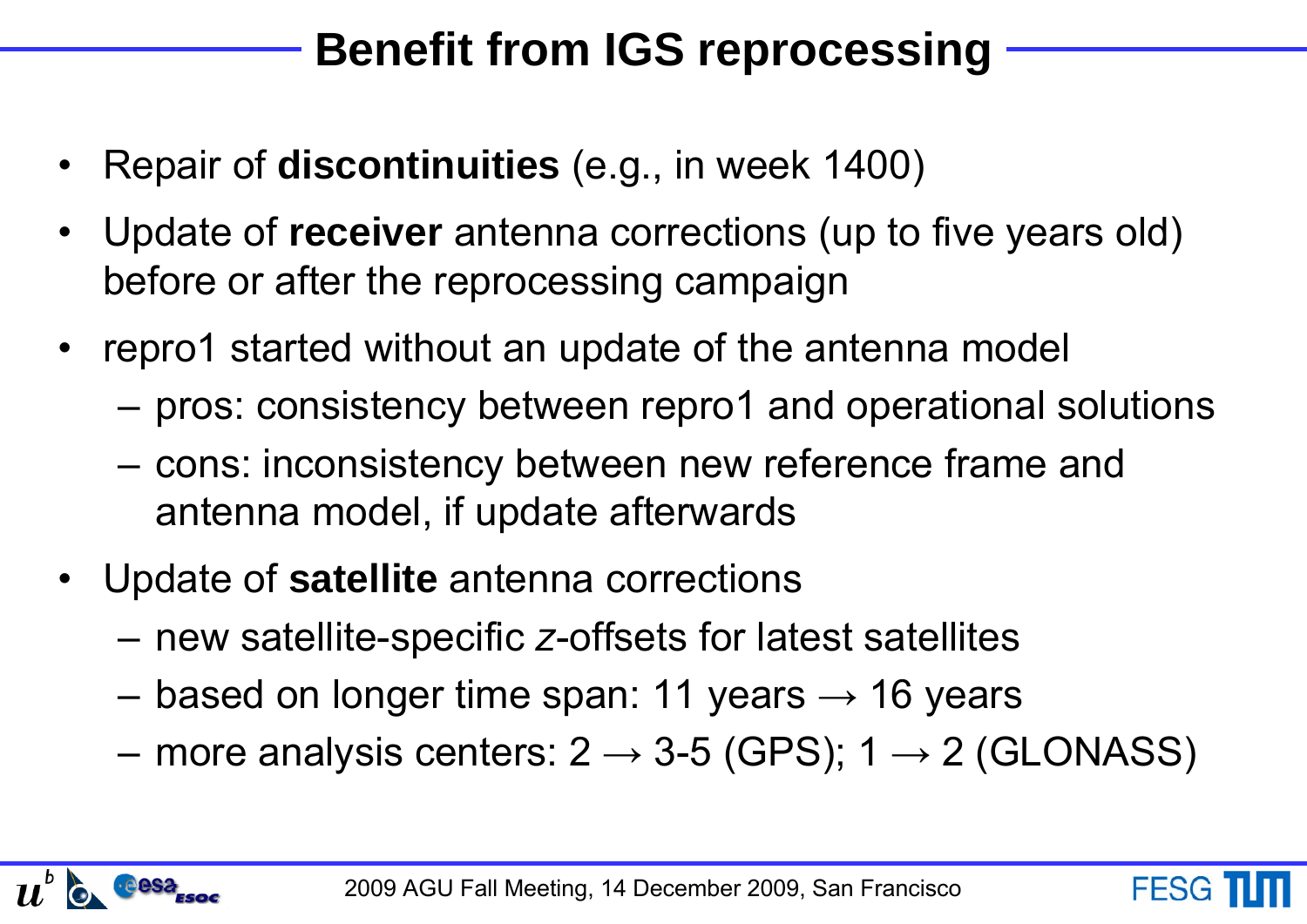# Benefit from IGS reprocessing

- Repair of **discontinuities** (e.g., in week 1400)
- Update of **receiver** antenna corrections (up to five years old) before or after the reprocessing campaign
- repro1 started without an update of the antenna model
  - pros: consistency between repro1 and operational solutions
  - cons: inconsistency between new reference frame and antenna model, if update afterwards
- Update of **satellite** antenna corrections
  - new satellite-specific *z*-offsets for latest satellites
  - based on longer time span: 11 years → 16 years
  - more analysis centers: 2 → 3-5 (GPS); 1 → 2 (GLONASS)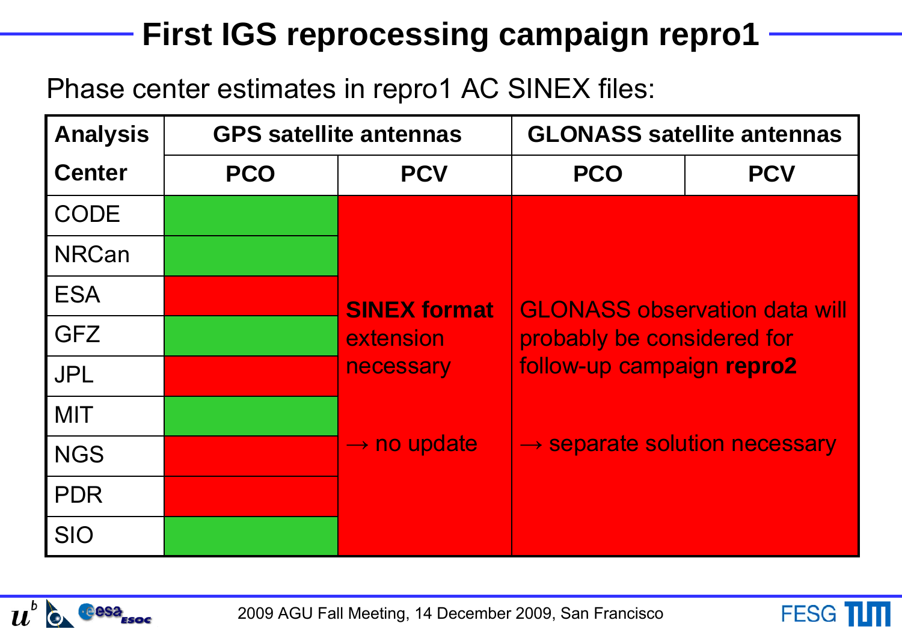# First IGS reprocessing campaign repro1

Phase center estimates in repro1 AC SINEX files:

| Analysis Center | GPS satellite antennas | | GLONASS satellite antennas | |
|---|---|---|---|---|
| | PCO | PCV | PCO | PCV |
| CODE | ✓ | **SINEX format** extension necessary → no update | GLONASS observation data will probably be considered for follow-up campaign **repro2** → separate solution necessary | |
| NRCan | ✓ | | | |
| ESA | ✗ | | | |
| GFZ | ✓ | | | |
| JPL | ✗ | | | |
| MIT | ✓ | | | |
| NGS | ✗ | | | |
| PDR | ✗ | | | |
| SIO | ✓ | | | |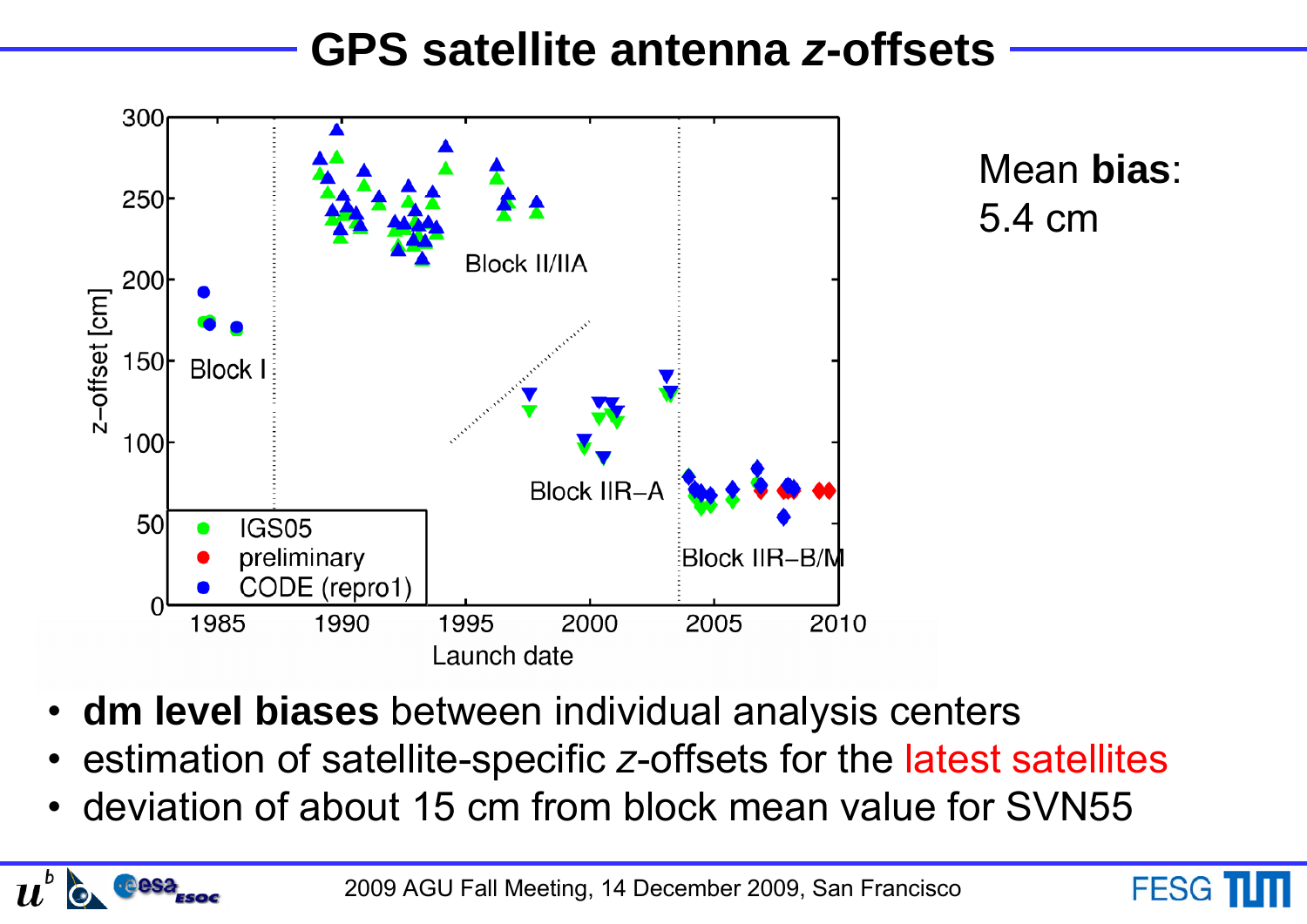# GPS satellite antenna *z*-offsets

Mean **bias**:
5.4 cm

- **dm level biases** between individual analysis centers
- estimation of satellite-specific *z*-offsets for the latest satellites
- deviation of about 15 cm from block mean value for SVN55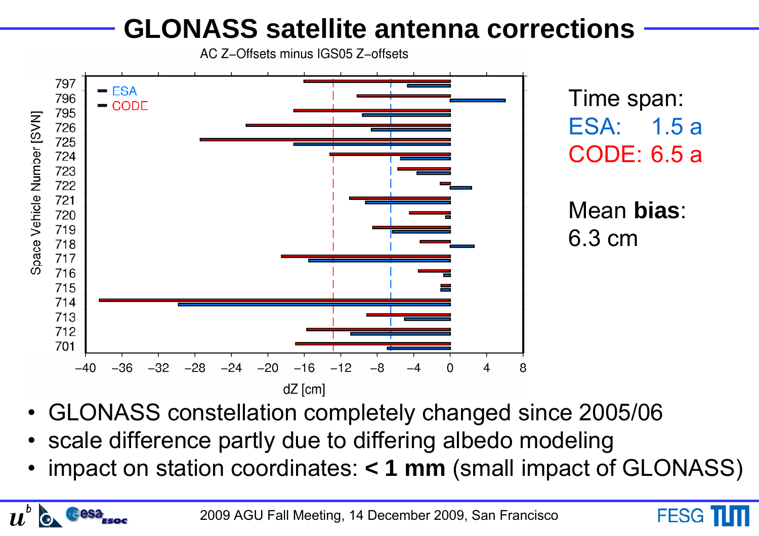# GLONASS satellite antenna corrections

AC Z–Offsets minus IGS05 Z–offsets

Time span:
ESA: 1.5 a
CODE: 6.5 a

Mean **bias**:
6.3 cm

- GLONASS constellation completely changed since 2005/06
- scale difference partly due to differing albedo modeling
- impact on station coordinates: **< 1 mm** (small impact of GLONASS)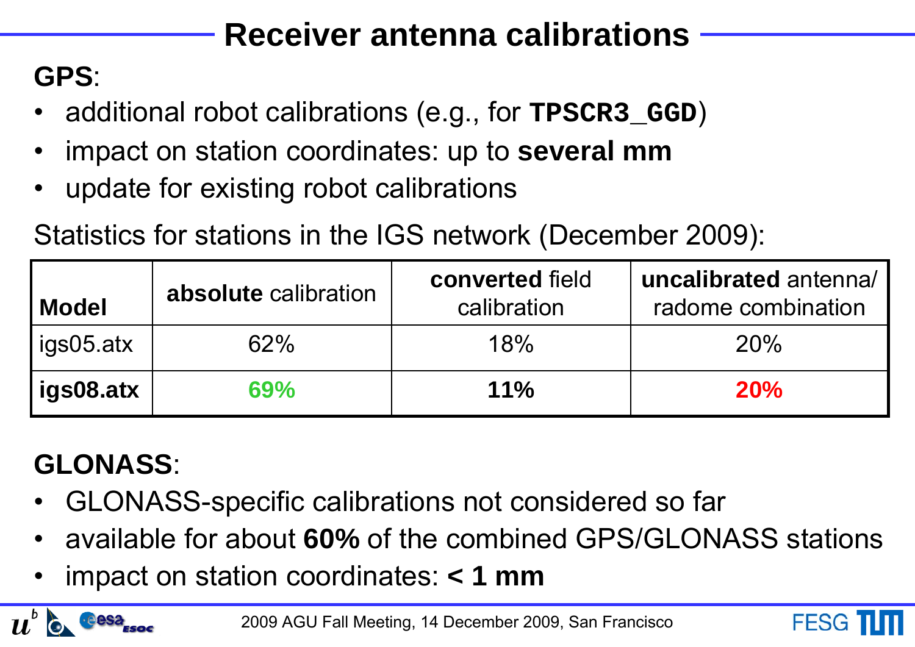# Receiver antenna calibrations

**GPS**:

- additional robot calibrations (e.g., for **TPSCR3_GGD**)
- impact on station coordinates: up to **several mm**
- update for existing robot calibrations

Statistics for stations in the IGS network (December 2009):

| **Model** | **absolute** calibration | **converted** field calibration | **uncalibrated** antenna/ radome combination |
|---|---|---|---|
| igs05.atx | 62% | 18% | 20% |
| **igs08.atx** | **69%** | **11%** | **20%** |

**GLONASS**:

- GLONASS-specific calibrations not considered so far
- available for about **60%** of the combined GPS/GLONASS stations
- impact on station coordinates: **< 1 mm**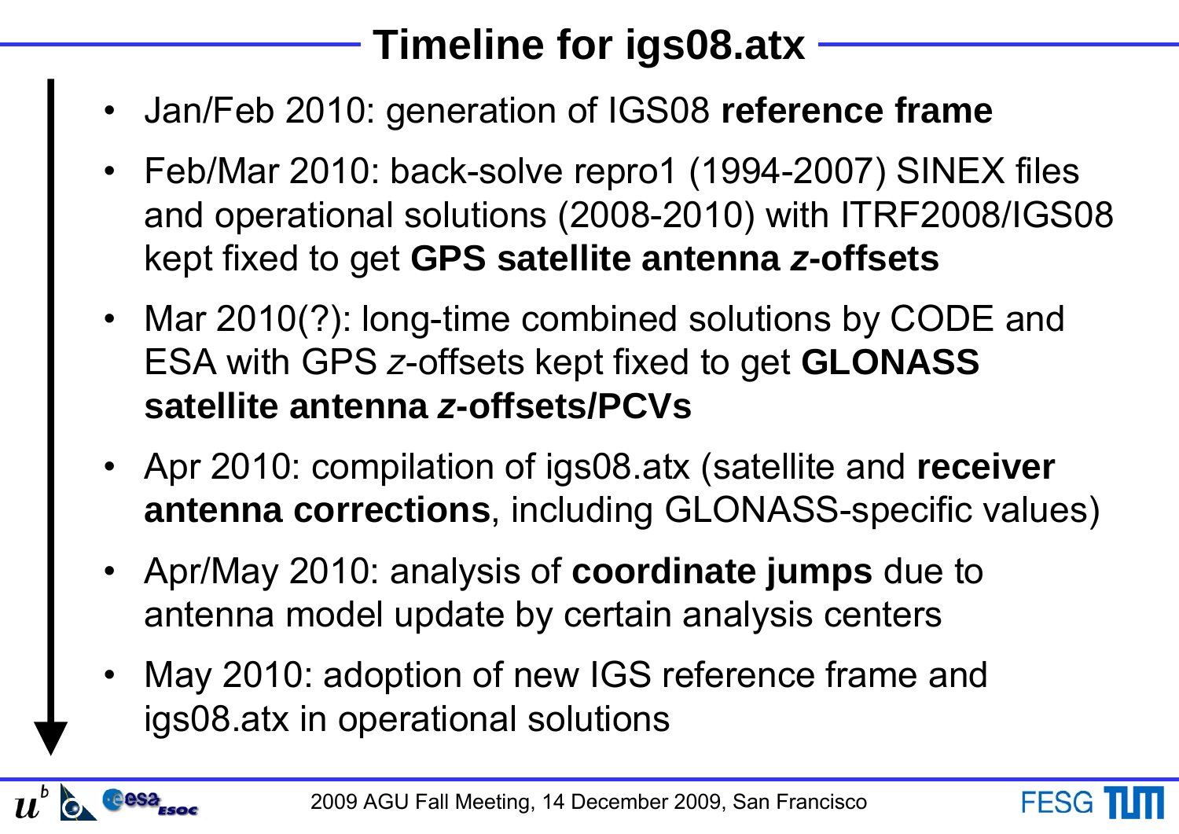# Timeline for igs08.atx

- Jan/Feb 2010: generation of IGS08 **reference frame**
- Feb/Mar 2010: back-solve repro1 (1994-2007) SINEX files and operational solutions (2008-2010) with ITRF2008/IGS08 kept fixed to get **GPS satellite antenna *z*-offsets**
- Mar 2010(?): long-time combined solutions by CODE and ESA with GPS *z*-offsets kept fixed to get **GLONASS satellite antenna *z*-offsets/PCVs**
- Apr 2010: compilation of igs08.atx (satellite and **receiver antenna corrections**, including GLONASS-specific values)
- Apr/May 2010: analysis of **coordinate jumps** due to antenna model update by certain analysis centers
- May 2010: adoption of new IGS reference frame and igs08.atx in operational solutions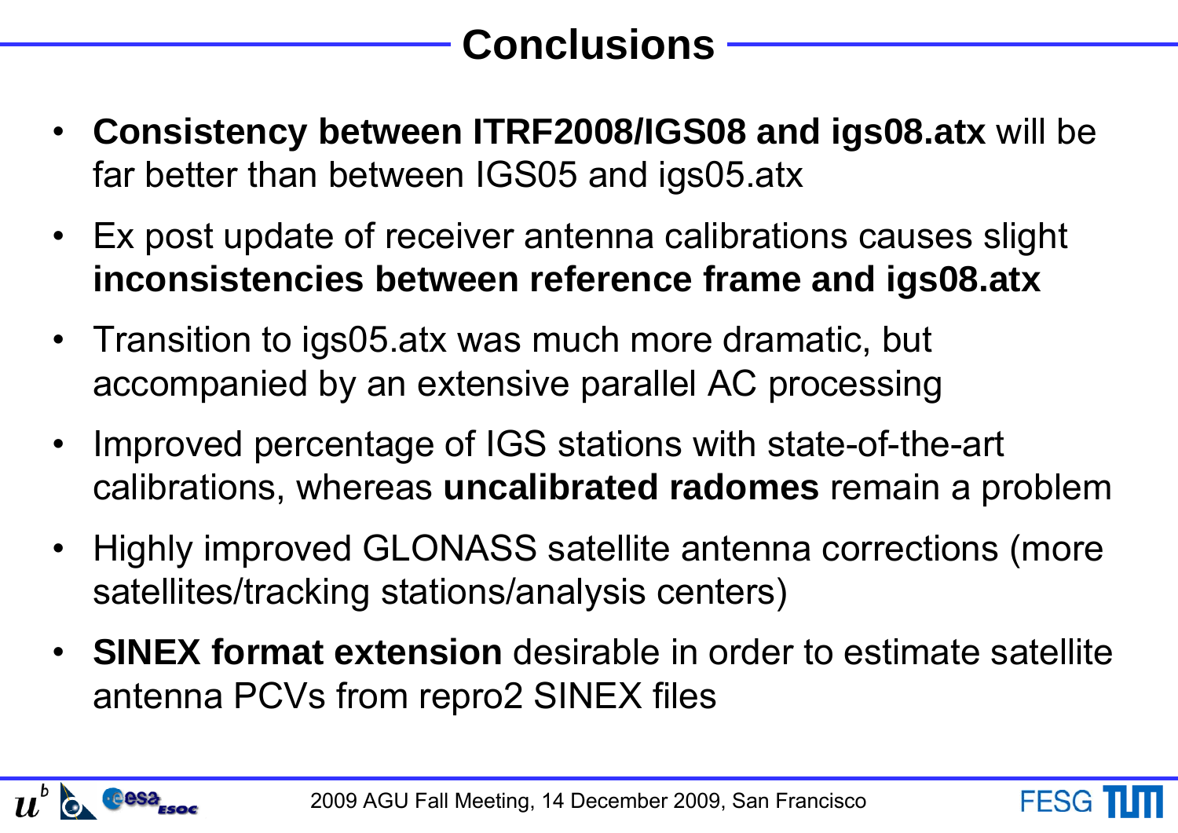# Conclusions

- **Consistency between ITRF2008/IGS08 and igs08.atx** will be far better than between IGS05 and igs05.atx
- Ex post update of receiver antenna calibrations causes slight **inconsistencies between reference frame and igs08.atx**
- Transition to igs05.atx was much more dramatic, but accompanied by an extensive parallel AC processing
- Improved percentage of IGS stations with state-of-the-art calibrations, whereas **uncalibrated radomes** remain a problem
- Highly improved GLONASS satellite antenna corrections (more satellites/tracking stations/analysis centers)
- **SINEX format extension** desirable in order to estimate satellite antenna PCVs from repro2 SINEX files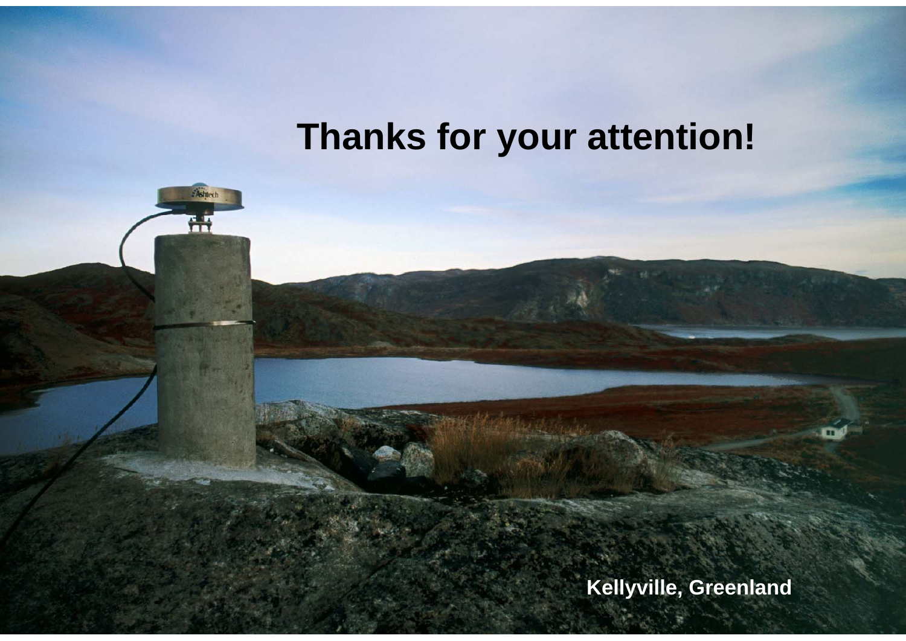# Thanks for your attention!

**Kellyville, Greenland**